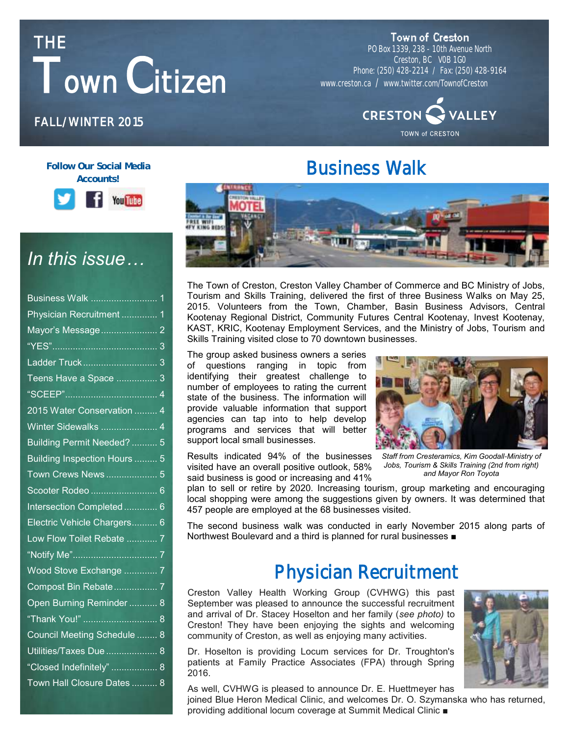# THE Town Citizen

FALL/WINTER 2015

**Town of Creston**
PO Box 1339, 238 - 10th Avenue North
Creston, BC V0B 1G0
Phone: (250) 428-2214 / Fax: (250) 428-9164
www.creston.ca / www.twitter.com/TownofCreston

CRESTON VALLEY
TOWN of CRESTON

**Follow Our Social Media Accounts!**

## *In this issue…*

- Business Walk .......................... 1
- Physician Recruitment .............. 1
- Mayor's Message ...................... 2
- "YES" ......................................... 3
- Ladder Truck ............................. 3
- Teens Have a Space ................ 3
- "SCEEP" .................................... 4
- 2015 Water Conservation ......... 4
- Winter Sidewalks ...................... 4
- Building Permit Needed? .......... 5
- Building Inspection Hours ......... 5
- Town Crews News .................... 5
- Scooter Rodeo .......................... 6
- Intersection Completed ............. 6
- Electric Vehicle Chargers .......... 6
- Low Flow Toilet Rebate ............ 7
- "Notify Me" ................................. 7
- Wood Stove Exchange ............. 7
- Compost Bin Rebate ................. 7
- Open Burning Reminder ........... 8
- "Thank You!" ............................. 8
- Council Meeting Schedule ........ 8
- Utilities/Taxes Due .................... 8
- "Closed Indefinitely" .................. 8
- Town Hall Closure Dates .......... 8

## Business Walk

The Town of Creston, Creston Valley Chamber of Commerce and BC Ministry of Jobs, Tourism and Skills Training, delivered the first of three Business Walks on May 25, 2015. Volunteers from the Town, Chamber, Basin Business Advisors, Central Kootenay Regional District, Community Futures Central Kootenay, Invest Kootenay, KAST, KRIC, Kootenay Employment Services, and the Ministry of Jobs, Tourism and Skills Training visited close to 70 downtown businesses.

The group asked business owners a series of questions ranging in topic from identifying their greatest challenge to number of employees to rating the current state of the business. The information will provide valuable information that support agencies can tap into to help develop programs and services that will better support local small businesses.

*Staff from Cresteramics, Kim Goodall-Ministry of Jobs, Tourism & Skills Training (2nd from right) and Mayor Ron Toyota*

Results indicated 94% of the businesses visited have an overall positive outlook, 58% said business is good or increasing and 41% plan to sell or retire by 2020. Increasing tourism, group marketing and encouraging local shopping were among the suggestions given by owners. It was determined that 457 people are employed at the 68 businesses visited.

The second business walk was conducted in early November 2015 along parts of Northwest Boulevard and a third is planned for rural businesses ■

## Physician Recruitment

Creston Valley Health Working Group (CVHWG) this past September was pleased to announce the successful recruitment and arrival of Dr. Stacey Hoselton and her family (*see photo)* to Creston! They have been enjoying the sights and welcoming community of Creston, as well as enjoying many activities.

Dr. Hoselton is providing Locum services for Dr. Troughton's patients at Family Practice Associates (FPA) through Spring 2016.

As well, CVHWG is pleased to announce Dr. E. Huettmeyer has joined Blue Heron Medical Clinic, and welcomes Dr. O. Szymanska who has returned, providing additional locum coverage at Summit Medical Clinic ■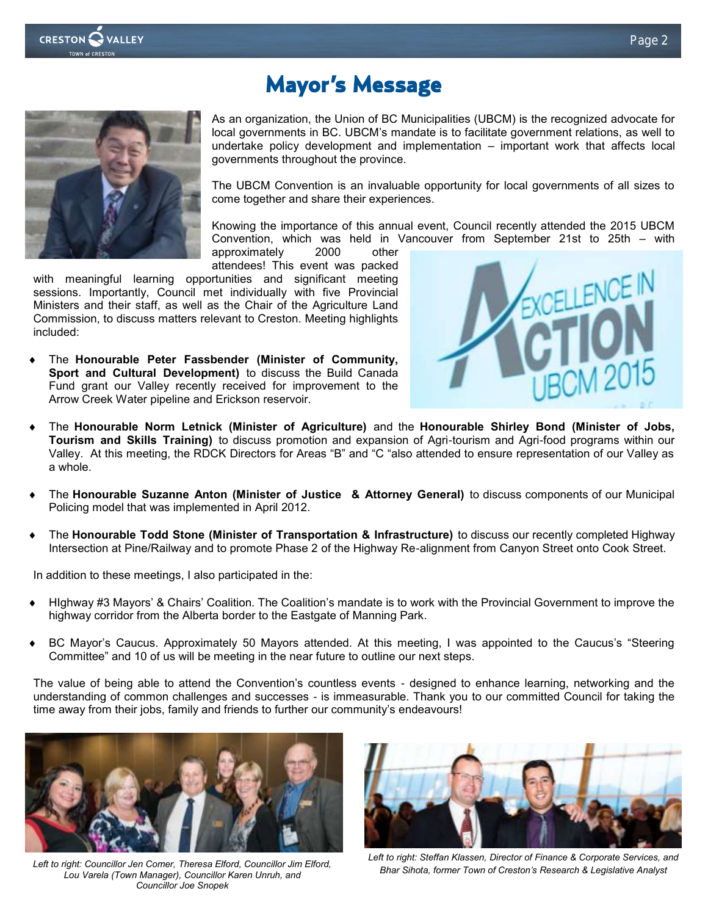# Mayor's Message

As an organization, the Union of BC Municipalities (UBCM) is the recognized advocate for local governments in BC. UBCM's mandate is to facilitate government relations, as well to undertake policy development and implementation – important work that affects local governments throughout the province.

The UBCM Convention is an invaluable opportunity for local governments of all sizes to come together and share their experiences.

Knowing the importance of this annual event, Council recently attended the 2015 UBCM Convention, which was held in Vancouver from September 21st to 25th – with approximately 2000 other attendees! This event was packed with meaningful learning opportunities and significant meeting sessions. Importantly, Council met individually with five Provincial Ministers and their staff, as well as the Chair of the Agriculture Land Commission, to discuss matters relevant to Creston. Meeting highlights included:

- The **Honourable Peter Fassbender (Minister of Community, Sport and Cultural Development)** to discuss the Build Canada Fund grant our Valley recently received for improvement to the Arrow Creek Water pipeline and Erickson reservoir.
- The **Honourable Norm Letnick (Minister of Agriculture)** and the **Honourable Shirley Bond (Minister of Jobs, Tourism and Skills Training)** to discuss promotion and expansion of Agri-tourism and Agri-food programs within our Valley. At this meeting, the RDCK Directors for Areas "B" and "C "also attended to ensure representation of our Valley as a whole.
- The **Honourable Suzanne Anton (Minister of Justice & Attorney General)** to discuss components of our Municipal Policing model that was implemented in April 2012.
- The **Honourable Todd Stone (Minister of Transportation & Infrastructure)** to discuss our recently completed Highway Intersection at Pine/Railway and to promote Phase 2 of the Highway Re-alignment from Canyon Street onto Cook Street.

In addition to these meetings, I also participated in the:

- HIghway #3 Mayors' & Chairs' Coalition. The Coalition's mandate is to work with the Provincial Government to improve the highway corridor from the Alberta border to the Eastgate of Manning Park.
- BC Mayor's Caucus. Approximately 50 Mayors attended. At this meeting, I was appointed to the Caucus's "Steering Committee" and 10 of us will be meeting in the near future to outline our next steps.

The value of being able to attend the Convention's countless events - designed to enhance learning, networking and the understanding of common challenges and successes - is immeasurable. Thank you to our committed Council for taking the time away from their jobs, family and friends to further our community's endeavours!

*Left to right: Councillor Jen Comer, Theresa Elford, Councillor Jim Elford, Lou Varela (Town Manager), Councillor Karen Unruh, and Councillor Joe Snopek*

*Left to right: Steffan Klassen, Director of Finance & Corporate Services, and Bhar Sihota, former Town of Creston's Research & Legislative Analyst*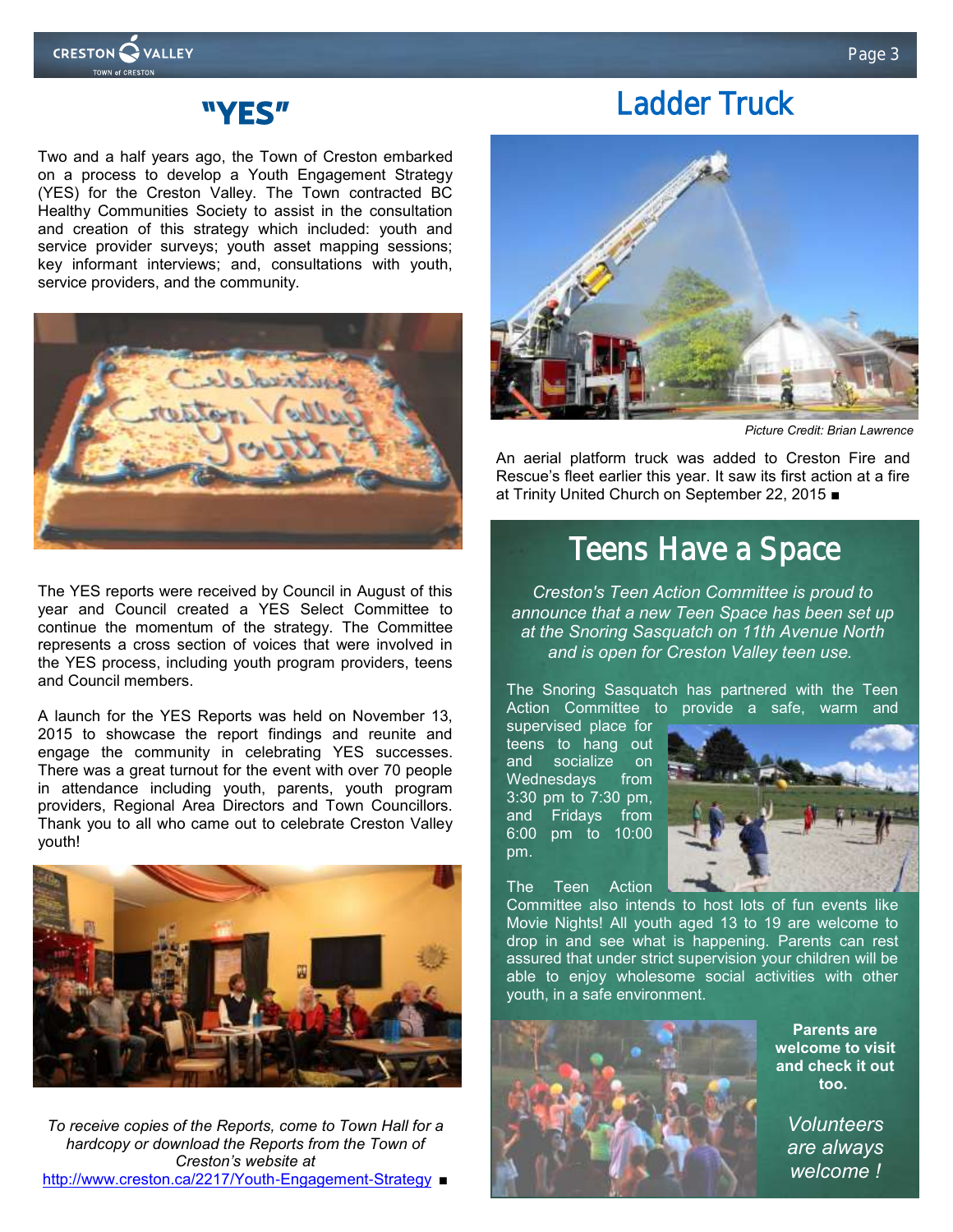# "YES"

Two and a half years ago, the Town of Creston embarked on a process to develop a Youth Engagement Strategy (YES) for the Creston Valley. The Town contracted BC Healthy Communities Society to assist in the consultation and creation of this strategy which included: youth and service provider surveys; youth asset mapping sessions; key informant interviews; and, consultations with youth, service providers, and the community.

The YES reports were received by Council in August of this year and Council created a YES Select Committee to continue the momentum of the strategy. The Committee represents a cross section of voices that were involved in the YES process, including youth program providers, teens and Council members.

A launch for the YES Reports was held on November 13, 2015 to showcase the report findings and reunite and engage the community in celebrating YES successes. There was a great turnout for the event with over 70 people in attendance including youth, parents, youth program providers, Regional Area Directors and Town Councillors. Thank you to all who came out to celebrate Creston Valley youth!

*To receive copies of the Reports, come to Town Hall for a hardcopy or download the Reports from the Town of Creston's website at* http://www.creston.ca/2217/Youth-Engagement-Strategy ■

# Ladder Truck

*Picture Credit: Brian Lawrence*

An aerial platform truck was added to Creston Fire and Rescue's fleet earlier this year. It saw its first action at a fire at Trinity United Church on September 22, 2015 ■

# Teens Have a Space

*Creston's Teen Action Committee is proud to announce that a new Teen Space has been set up at the Snoring Sasquatch on 11th Avenue North and is open for Creston Valley teen use.*

The Snoring Sasquatch has partnered with the Teen Action Committee to provide a safe, warm and supervised place for teens to hang out and socialize on Wednesdays from 3:30 pm to 7:30 pm, and Fridays from 6:00 pm to 10:00 pm.

The Teen Action Committee also intends to host lots of fun events like Movie Nights! All youth aged 13 to 19 are welcome to drop in and see what is happening. Parents can rest assured that under strict supervision your children will be able to enjoy wholesome social activities with other youth, in a safe environment.

**Parents are welcome to visit and check it out too.**

*Volunteers are always welcome !*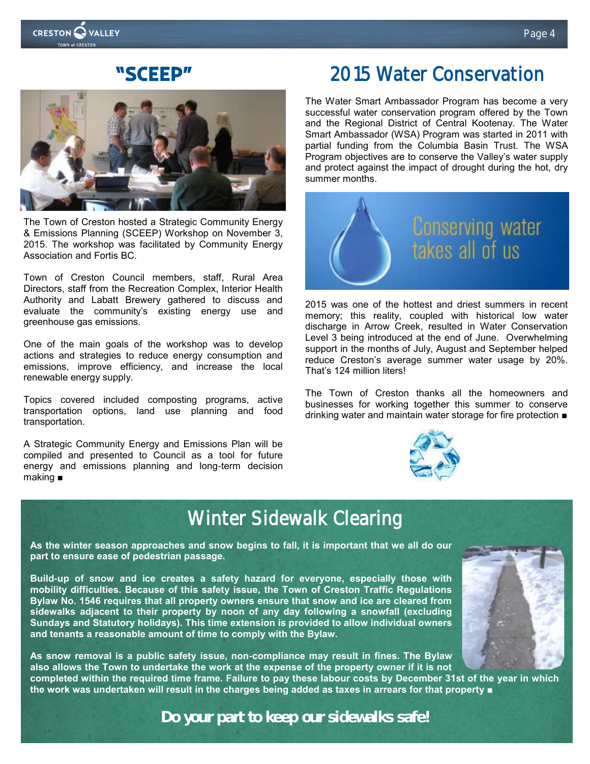## "SCEEP"

The Town of Creston hosted a Strategic Community Energy & Emissions Planning (SCEEP) Workshop on November 3, 2015. The workshop was facilitated by Community Energy Association and Fortis BC.

Town of Creston Council members, staff, Rural Area Directors, staff from the Recreation Complex, Interior Health Authority and Labatt Brewery gathered to discuss and evaluate the community's existing energy use and greenhouse gas emissions.

One of the main goals of the workshop was to develop actions and strategies to reduce energy consumption and emissions, improve efficiency, and increase the local renewable energy supply.

Topics covered included composting programs, active transportation options, land use planning and food transportation.

A Strategic Community Energy and Emissions Plan will be compiled and presented to Council as a tool for future energy and emissions planning and long-term decision making ■

## 2015 Water Conservation

The Water Smart Ambassador Program has become a very successful water conservation program offered by the Town and the Regional District of Central Kootenay. The Water Smart Ambassador (WSA) Program was started in 2011 with partial funding from the Columbia Basin Trust. The WSA Program objectives are to conserve the Valley's water supply and protect against the impact of drought during the hot, dry summer months.

Conserving water takes all of us

2015 was one of the hottest and driest summers in recent memory; this reality, coupled with historical low water discharge in Arrow Creek, resulted in Water Conservation Level 3 being introduced at the end of June. Overwhelming support in the months of July, August and September helped reduce Creston's average summer water usage by 20%. That's 124 million liters!

The Town of Creston thanks all the homeowners and businesses for working together this summer to conserve drinking water and maintain water storage for fire protection ■

## Winter Sidewalk Clearing

**As the winter season approaches and snow begins to fall, it is important that we all do our part to ensure ease of pedestrian passage.**

**Build-up of snow and ice creates a safety hazard for everyone, especially those with mobility difficulties. Because of this safety issue, the Town of Creston Traffic Regulations Bylaw No. 1546 requires that all property owners ensure that snow and ice are cleared from sidewalks adjacent to their property by noon of any day following a snowfall (excluding Sundays and Statutory holidays). This time extension is provided to allow individual owners and tenants a reasonable amount of time to comply with the Bylaw.**

**As snow removal is a public safety issue, non-compliance may result in fines. The Bylaw also allows the Town to undertake the work at the expense of the property owner if it is not completed within the required time frame. Failure to pay these labour costs by December 31st of the year in which the work was undertaken will result in the charges being added as taxes in arrears for that property ■**

***Do your part to keep our sidewalks safe!***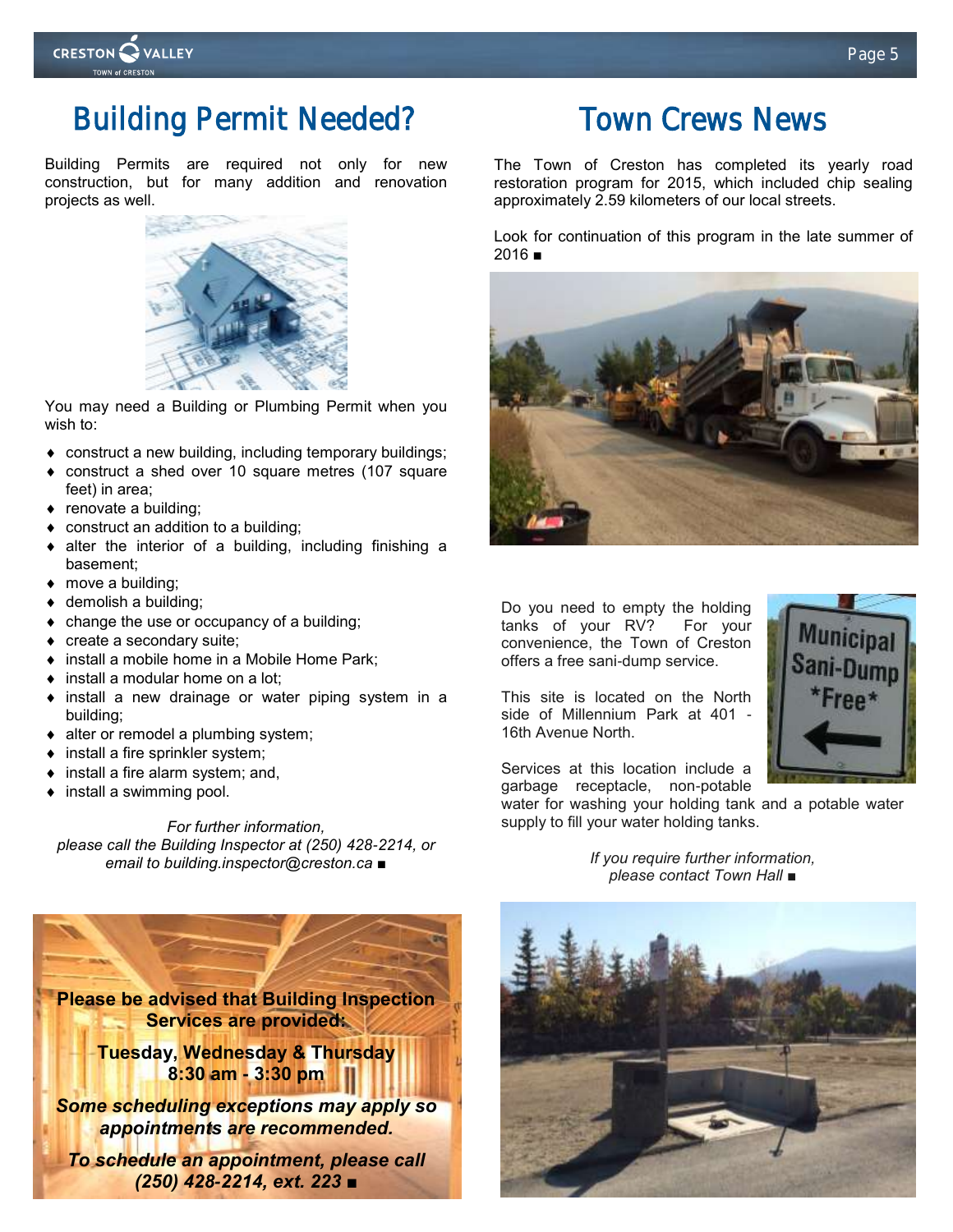# Building Permit Needed?

Building Permits are required not only for new construction, but for many addition and renovation projects as well.

You may need a Building or Plumbing Permit when you wish to:

- construct a new building, including temporary buildings;
- construct a shed over 10 square metres (107 square feet) in area;
- renovate a building;
- construct an addition to a building;
- alter the interior of a building, including finishing a basement;
- move a building;
- demolish a building;
- change the use or occupancy of a building;
- create a secondary suite;
- install a mobile home in a Mobile Home Park;
- install a modular home on a lot;
- install a new drainage or water piping system in a building;
- alter or remodel a plumbing system;
- install a fire sprinkler system;
- install a fire alarm system; and,
- install a swimming pool.

*For further information, please call the Building Inspector at (250) 428-2214, or email to building.inspector@creston.ca* ■

**Please be advised that Building Inspection Services are provided:**

**Tuesday, Wednesday & Thursday 8:30 am - 3:30 pm**

***Some scheduling exceptions may apply so appointments are recommended.***

***To schedule an appointment, please call (250) 428-2214, ext. 223*** ■

# Town Crews News

The Town of Creston has completed its yearly road restoration program for 2015, which included chip sealing approximately 2.59 kilometers of our local streets.

Look for continuation of this program in the late summer of 2016 ■

Do you need to empty the holding tanks of your RV? For your convenience, the Town of Creston offers a free sani-dump service.

This site is located on the North side of Millennium Park at 401 - 16th Avenue North.

Services at this location include a garbage receptacle, non-potable water for washing your holding tank and a potable water supply to fill your water holding tanks.

*If you require further information, please contact Town Hall* ■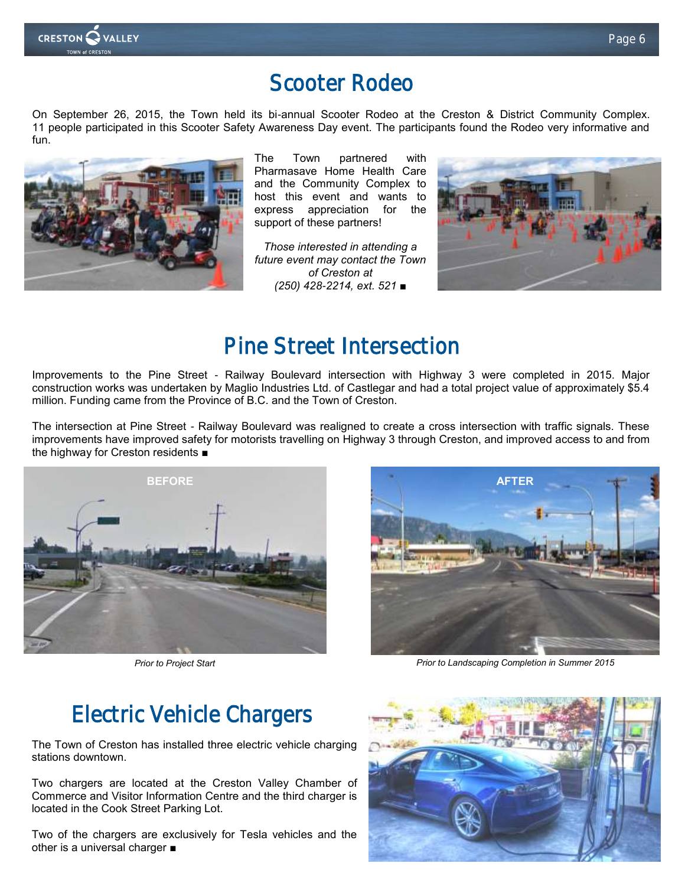# Scooter Rodeo

On September 26, 2015, the Town held its bi-annual Scooter Rodeo at the Creston & District Community Complex. 11 people participated in this Scooter Safety Awareness Day event. The participants found the Rodeo very informative and fun.

The Town partnered with Pharmasave Home Health Care and the Community Complex to host this event and wants to express appreciation for the support of these partners!

*Those interested in attending a future event may contact the Town of Creston at (250) 428-2214, ext. 521* ■

# Pine Street Intersection

Improvements to the Pine Street - Railway Boulevard intersection with Highway 3 were completed in 2015. Major construction works was undertaken by Maglio Industries Ltd. of Castlegar and had a total project value of approximately $5.4 million. Funding came from the Province of B.C. and the Town of Creston.

The intersection at Pine Street - Railway Boulevard was realigned to create a cross intersection with traffic signals. These improvements have improved safety for motorists travelling on Highway 3 through Creston, and improved access to and from the highway for Creston residents ■

BEFORE

*Prior to Project Start*

AFTER

*Prior to Landscaping Completion in Summer 2015*

# Electric Vehicle Chargers

The Town of Creston has installed three electric vehicle charging stations downtown.

Two chargers are located at the Creston Valley Chamber of Commerce and Visitor Information Centre and the third charger is located in the Cook Street Parking Lot.

Two of the chargers are exclusively for Tesla vehicles and the other is a universal charger ■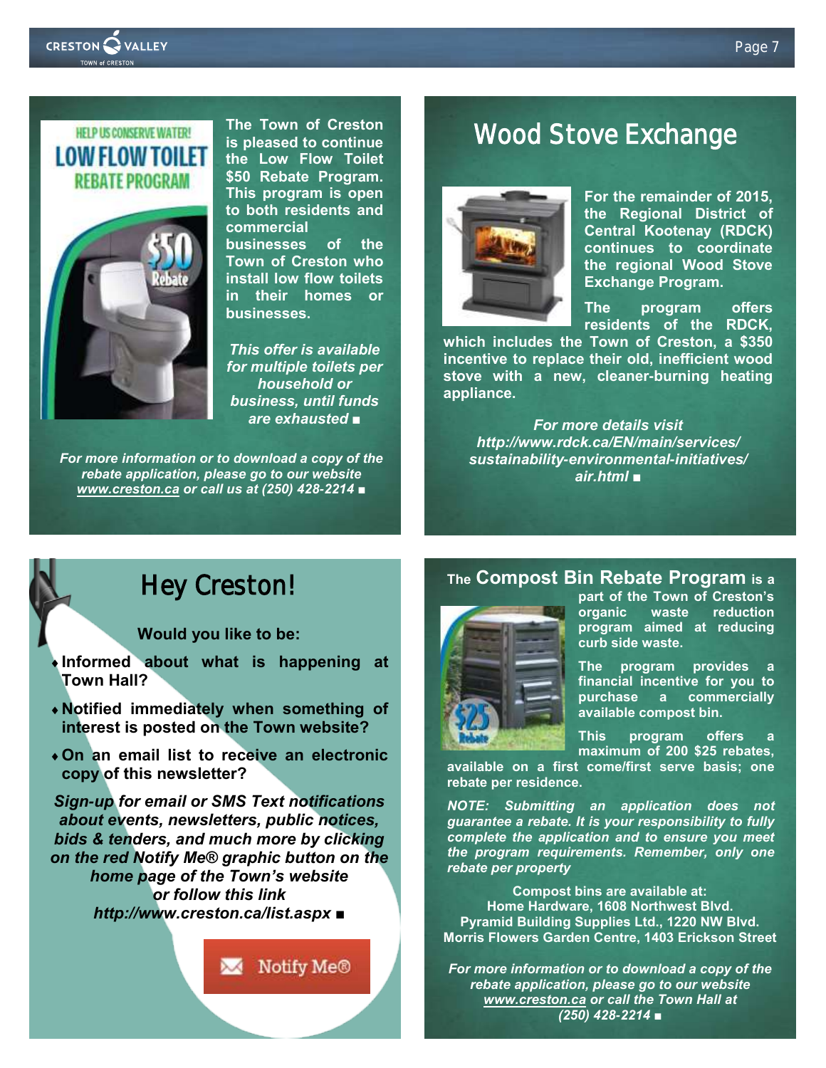## HELP US CONSERVE WATER! LOW FLOW TOILET REBATE PROGRAM

**The Town of Creston is pleased to continue the Low Flow Toilet $50 Rebate Program. This program is open to both residents and commercial businesses of the Town of Creston who install low flow toilets in their homes or businesses.**

***This offer is available for multiple toilets per household or business, until funds are exhausted ■***

***For more information or to download a copy of the rebate application, please go to our website www.creston.ca or call us at (250) 428-2214 ■***

## Wood Stove Exchange

**For the remainder of 2015, the Regional District of Central Kootenay (RDCK) continues to coordinate the regional Wood Stove Exchange Program.**

**The program offers residents of the RDCK, which includes the Town of Creston, a $350 incentive to replace their old, inefficient wood stove with a new, cleaner-burning heating appliance.**

***For more details visit http://www.rdck.ca/EN/main/services/sustainability-environmental-initiatives/air.html ■***

## Hey Creston!

**Would you like to be:**

- **Informed about what is happening at Town Hall?**
- **Notified immediately when something of interest is posted on the Town website?**
- **On an email list to receive an electronic copy of this newsletter?**

***Sign-up for email or SMS Text notifications about events, newsletters, public notices, bids & tenders, and much more by clicking on the red Notify Me® graphic button on the home page of the Town's website or follow this link http://www.creston.ca/list.aspx ■***

Notify Me®

## The Compost Bin Rebate Program

**The Compost Bin Rebate Program is a part of the Town of Creston's organic waste reduction program aimed at reducing curb side waste.**

**The program provides a financial incentive for you to purchase a commercially available compost bin.**

**This program offers a maximum of 200 $25 rebates, available on a first come/first serve basis; one rebate per residence.**

***NOTE: Submitting an application does not guarantee a rebate. It is your responsibility to fully complete the application and to ensure you meet the program requirements. Remember, only one rebate per property***

**Compost bins are available at:**
**Home Hardware, 1608 Northwest Blvd.**
**Pyramid Building Supplies Ltd., 1220 NW Blvd.**
**Morris Flowers Garden Centre, 1403 Erickson Street**

***For more information or to download a copy of the rebate application, please go to our website www.creston.ca or call the Town Hall at (250) 428-2214 ■***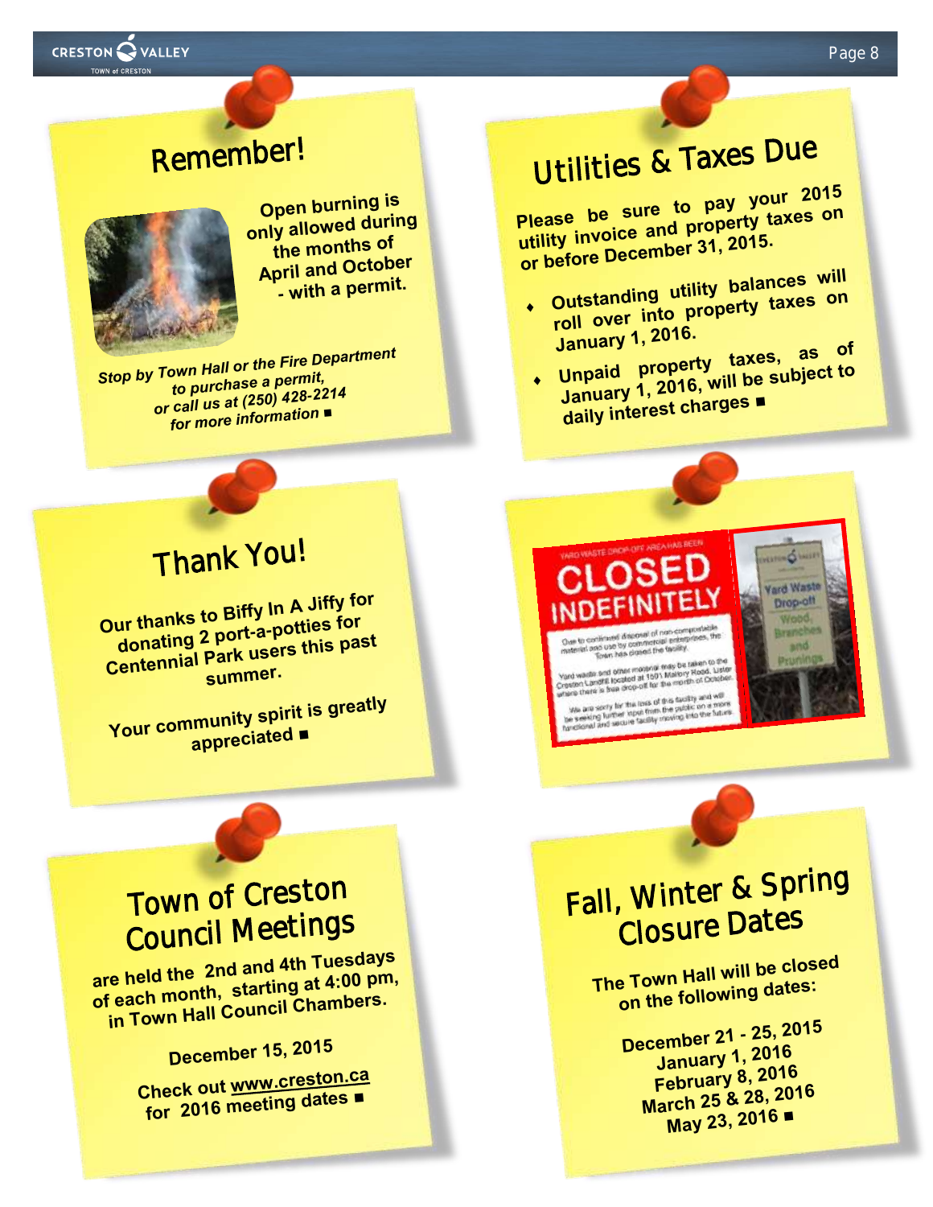## Remember!

Open burning is only allowed during the months of April and October - with a permit.

*Stop by Town Hall or the Fire Department to purchase a permit, or call us at (250) 428-2214 for more information* ■

## Utilities & Taxes Due

Please be sure to pay your 2015 utility invoice and property taxes on or before December 31, 2015.

- Outstanding utility balances will roll over into property taxes on January 1, 2016.
- Unpaid property taxes, as of January 1, 2016, will be subject to daily interest charges ■

## Thank You!

Our thanks to Biffy In A Jiffy for donating 2 port-a-potties for Centennial Park users this past summer.

Your community spirit is greatly appreciated ■

YARD WASTE DROP-OFF AREA HAS BEEN

CLOSED INDEFINITELY

Due to continued disposal of non-compostable material and use by commercial enterprises, the Town has closed the facility.

Yard waste and other material may be taken to the Creston Landfill located at 1501 Mallory Road. Lister where there is free drop-off for the month of October.

We are sorry for the loss of this facility and will be seeking further input from the public on a more functional and secure facility moving into the future.

Yard Waste Drop-off

Wood, Branches and Prunings

## Town of Creston Council Meetings

are held the 2nd and 4th Tuesdays of each month, starting at 4:00 pm, in Town Hall Council Chambers.

December 15, 2015

Check out www.creston.ca for 2016 meeting dates ■

## Fall, Winter & Spring Closure Dates

The Town Hall will be closed on the following dates:

December 21 - 25, 2015
January 1, 2016
February 8, 2016
March 25 & 28, 2016
May 23, 2016 ■